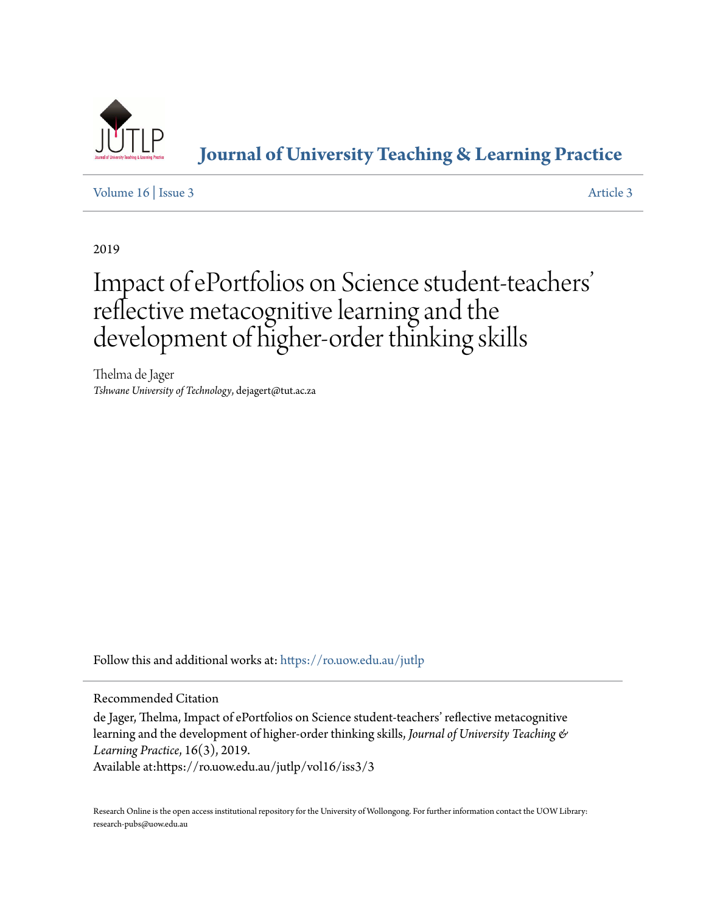# Journal of University Teaching & Learning Practice

Volume 16 | Issue 3 Article 3

2019

# Impact of ePortfolios on Science student-teachers' reflective metacognitive learning and the development of higher-order thinking skills

Thelma de Jager
*Tshwane University of Technology*, dejagert@tut.ac.za

Follow this and additional works at: https://ro.uow.edu.au/jutlp

Recommended Citation

de Jager, Thelma, Impact of ePortfolios on Science student-teachers' reflective metacognitive learning and the development of higher-order thinking skills, *Journal of University Teaching & Learning Practice*, 16(3), 2019.
Available at:https://ro.uow.edu.au/jutlp/vol16/iss3/3

Research Online is the open access institutional repository for the University of Wollongong. For further information contact the UOW Library: research-pubs@uow.edu.au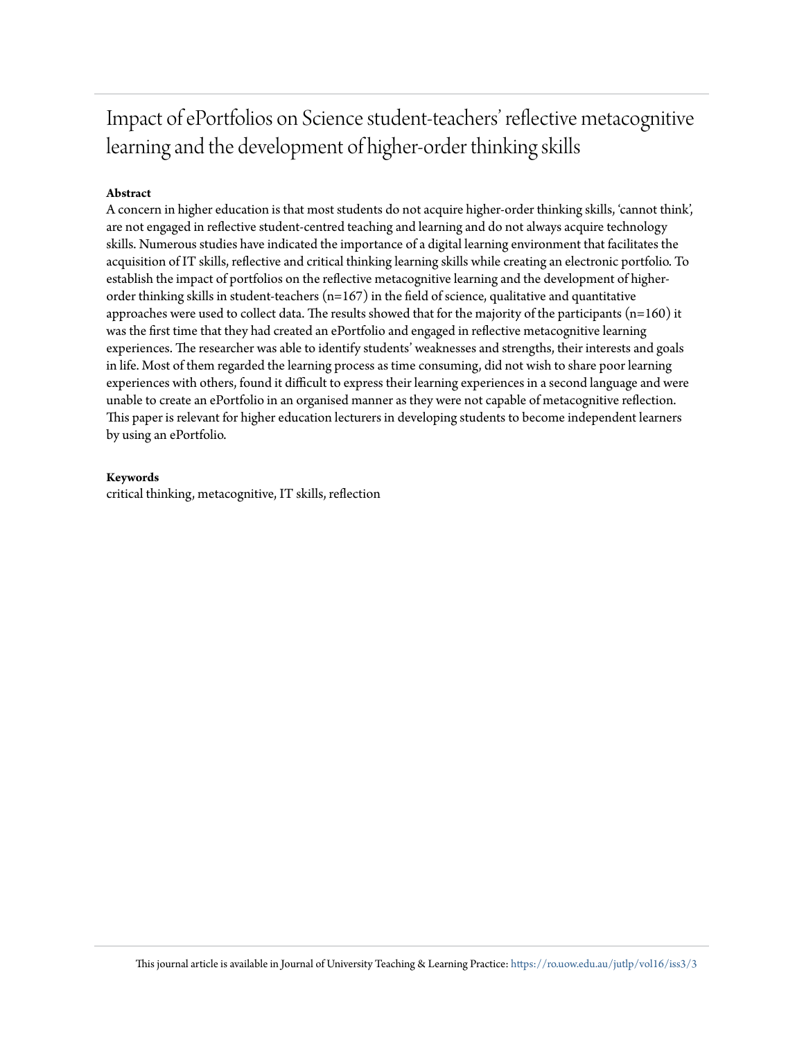# Impact of ePortfolios on Science student-teachers' reflective metacognitive learning and the development of higher-order thinking skills

**Abstract**

A concern in higher education is that most students do not acquire higher-order thinking skills, 'cannot think', are not engaged in reflective student-centred teaching and learning and do not always acquire technology skills. Numerous studies have indicated the importance of a digital learning environment that facilitates the acquisition of IT skills, reflective and critical thinking learning skills while creating an electronic portfolio. To establish the impact of portfolios on the reflective metacognitive learning and the development of higher-order thinking skills in student-teachers (n=167) in the field of science, qualitative and quantitative approaches were used to collect data. The results showed that for the majority of the participants (n=160) it was the first time that they had created an ePortfolio and engaged in reflective metacognitive learning experiences. The researcher was able to identify students' weaknesses and strengths, their interests and goals in life. Most of them regarded the learning process as time consuming, did not wish to share poor learning experiences with others, found it difficult to express their learning experiences in a second language and were unable to create an ePortfolio in an organised manner as they were not capable of metacognitive reflection. This paper is relevant for higher education lecturers in developing students to become independent learners by using an ePortfolio.

**Keywords**

critical thinking, metacognitive, IT skills, reflection

This journal article is available in Journal of University Teaching & Learning Practice: https://ro.uow.edu.au/jutlp/vol16/iss3/3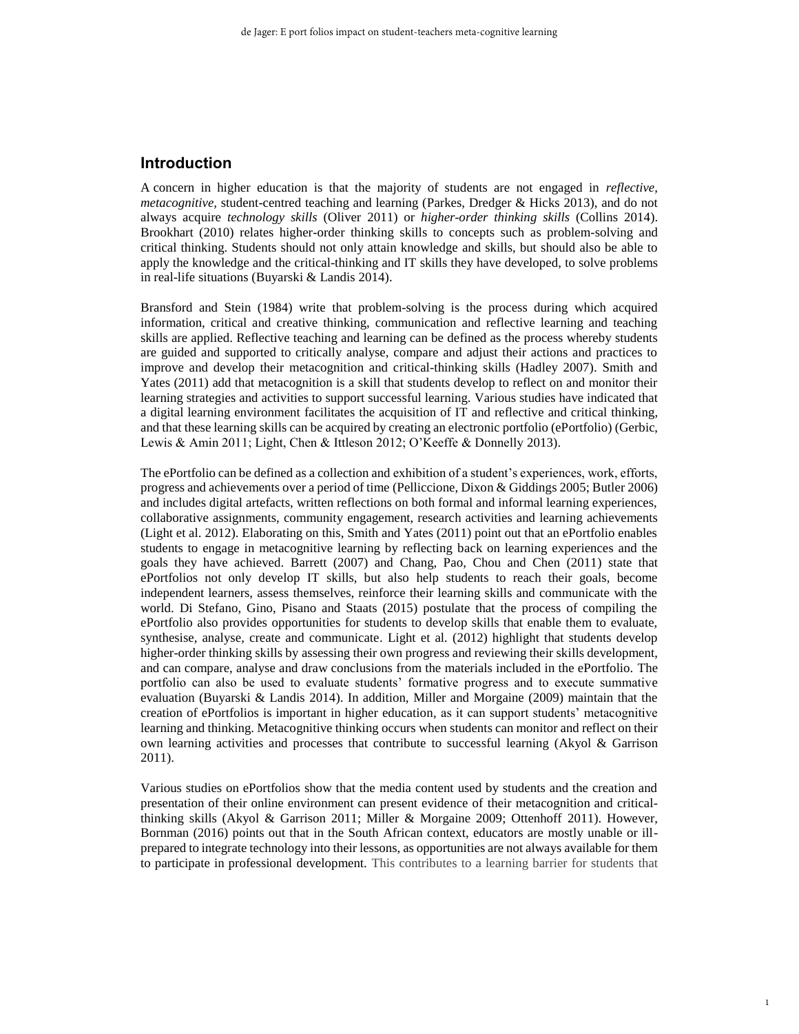## Introduction

A concern in higher education is that the majority of students are not engaged in *reflective, metacognitive,* student-centred teaching and learning (Parkes, Dredger & Hicks 2013), and do not always acquire *technology skills* (Oliver 2011) or *higher-order thinking skills* (Collins 2014). Brookhart (2010) relates higher-order thinking skills to concepts such as problem-solving and critical thinking. Students should not only attain knowledge and skills, but should also be able to apply the knowledge and the critical-thinking and IT skills they have developed, to solve problems in real-life situations (Buyarski & Landis 2014).

Bransford and Stein (1984) write that problem-solving is the process during which acquired information, critical and creative thinking, communication and reflective learning and teaching skills are applied. Reflective teaching and learning can be defined as the process whereby students are guided and supported to critically analyse, compare and adjust their actions and practices to improve and develop their metacognition and critical-thinking skills (Hadley 2007). Smith and Yates (2011) add that metacognition is a skill that students develop to reflect on and monitor their learning strategies and activities to support successful learning. Various studies have indicated that a digital learning environment facilitates the acquisition of IT and reflective and critical thinking, and that these learning skills can be acquired by creating an electronic portfolio (ePortfolio) (Gerbic, Lewis & Amin 2011; Light, Chen & Ittleson 2012; O'Keeffe & Donnelly 2013).

The ePortfolio can be defined as a collection and exhibition of a student's experiences, work, efforts, progress and achievements over a period of time (Pelliccione, Dixon & Giddings 2005; Butler 2006) and includes digital artefacts, written reflections on both formal and informal learning experiences, collaborative assignments, community engagement, research activities and learning achievements (Light et al. 2012). Elaborating on this, Smith and Yates (2011) point out that an ePortfolio enables students to engage in metacognitive learning by reflecting back on learning experiences and the goals they have achieved. Barrett (2007) and Chang, Pao, Chou and Chen (2011) state that ePortfolios not only develop IT skills, but also help students to reach their goals, become independent learners, assess themselves, reinforce their learning skills and communicate with the world. Di Stefano, Gino, Pisano and Staats (2015) postulate that the process of compiling the ePortfolio also provides opportunities for students to develop skills that enable them to evaluate, synthesise, analyse, create and communicate. Light et al. (2012) highlight that students develop higher-order thinking skills by assessing their own progress and reviewing their skills development, and can compare, analyse and draw conclusions from the materials included in the ePortfolio. The portfolio can also be used to evaluate students' formative progress and to execute summative evaluation (Buyarski & Landis 2014). In addition, Miller and Morgaine (2009) maintain that the creation of ePortfolios is important in higher education, as it can support students' metacognitive learning and thinking. Metacognitive thinking occurs when students can monitor and reflect on their own learning activities and processes that contribute to successful learning (Akyol & Garrison 2011).

Various studies on ePortfolios show that the media content used by students and the creation and presentation of their online environment can present evidence of their metacognition and critical-thinking skills (Akyol & Garrison 2011; Miller & Morgaine 2009; Ottenhoff 2011). However, Bornman (2016) points out that in the South African context, educators are mostly unable or ill-prepared to integrate technology into their lessons, as opportunities are not always available for them to participate in professional development. This contributes to a learning barrier for students that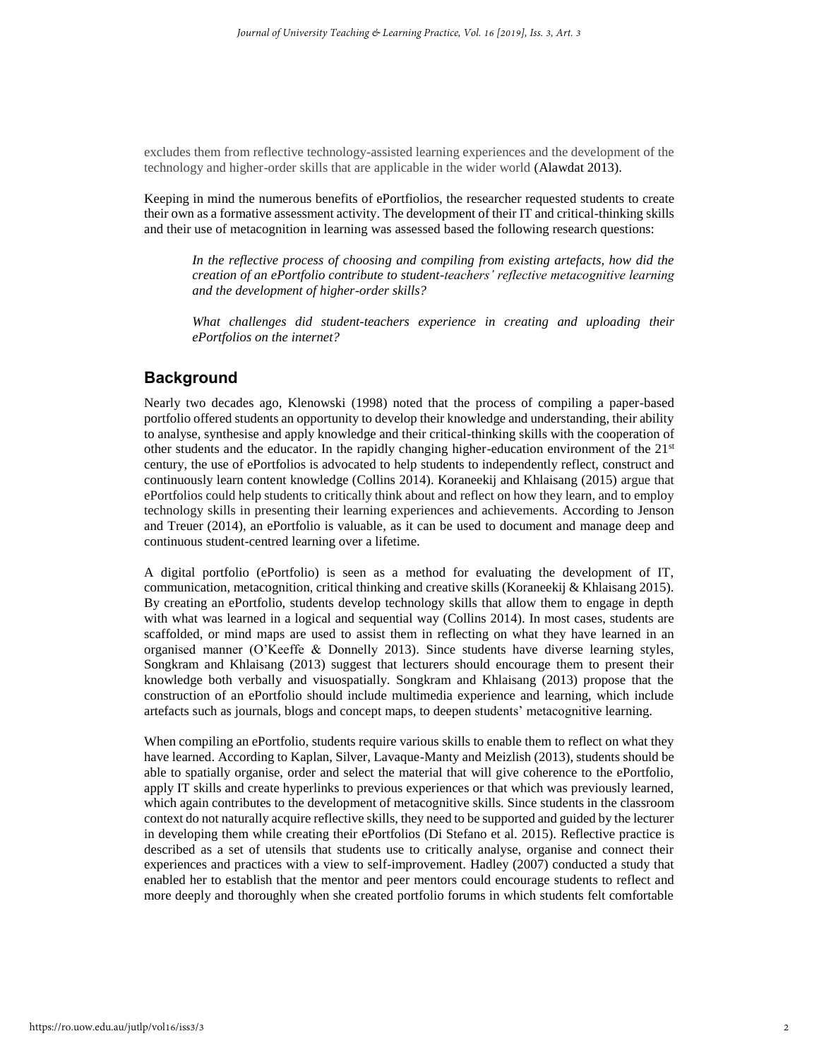excludes them from reflective technology-assisted learning experiences and the development of the technology and higher-order skills that are applicable in the wider world (Alawdat 2013).

Keeping in mind the numerous benefits of ePortfiolios, the researcher requested students to create their own as a formative assessment activity. The development of their IT and critical-thinking skills and their use of metacognition in learning was assessed based the following research questions:

> *In the reflective process of choosing and compiling from existing artefacts, how did the creation of an ePortfolio contribute to student-teachers' reflective metacognitive learning and the development of higher-order skills?*
>
> *What challenges did student-teachers experience in creating and uploading their ePortfolios on the internet?*

## Background

Nearly two decades ago, Klenowski (1998) noted that the process of compiling a paper-based portfolio offered students an opportunity to develop their knowledge and understanding, their ability to analyse, synthesise and apply knowledge and their critical-thinking skills with the cooperation of other students and the educator. In the rapidly changing higher-education environment of the 21st century, the use of ePortfolios is advocated to help students to independently reflect, construct and continuously learn content knowledge (Collins 2014). Koraneekij and Khlaisang (2015) argue that ePortfolios could help students to critically think about and reflect on how they learn, and to employ technology skills in presenting their learning experiences and achievements. According to Jenson and Treuer (2014), an ePortfolio is valuable, as it can be used to document and manage deep and continuous student-centred learning over a lifetime.

A digital portfolio (ePortfolio) is seen as a method for evaluating the development of IT, communication, metacognition, critical thinking and creative skills (Koraneekij & Khlaisang 2015). By creating an ePortfolio, students develop technology skills that allow them to engage in depth with what was learned in a logical and sequential way (Collins 2014). In most cases, students are scaffolded, or mind maps are used to assist them in reflecting on what they have learned in an organised manner (O'Keeffe & Donnelly 2013). Since students have diverse learning styles, Songkram and Khlaisang (2013) suggest that lecturers should encourage them to present their knowledge both verbally and visuospatially. Songkram and Khlaisang (2013) propose that the construction of an ePortfolio should include multimedia experience and learning, which include artefacts such as journals, blogs and concept maps, to deepen students' metacognitive learning.

When compiling an ePortfolio, students require various skills to enable them to reflect on what they have learned. According to Kaplan, Silver, Lavaque-Manty and Meizlish (2013), students should be able to spatially organise, order and select the material that will give coherence to the ePortfolio, apply IT skills and create hyperlinks to previous experiences or that which was previously learned, which again contributes to the development of metacognitive skills. Since students in the classroom context do not naturally acquire reflective skills, they need to be supported and guided by the lecturer in developing them while creating their ePortfolios (Di Stefano et al. 2015). Reflective practice is described as a set of utensils that students use to critically analyse, organise and connect their experiences and practices with a view to self-improvement. Hadley (2007) conducted a study that enabled her to establish that the mentor and peer mentors could encourage students to reflect and more deeply and thoroughly when she created portfolio forums in which students felt comfortable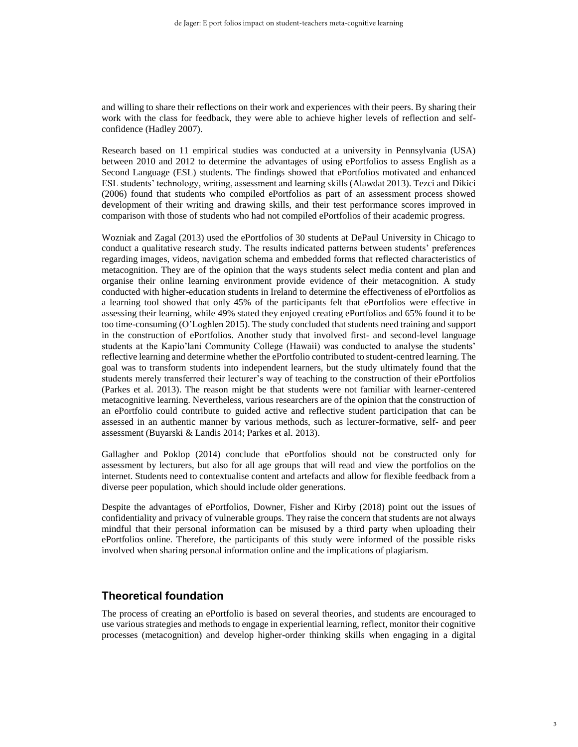and willing to share their reflections on their work and experiences with their peers. By sharing their work with the class for feedback, they were able to achieve higher levels of reflection and self-confidence (Hadley 2007).

Research based on 11 empirical studies was conducted at a university in Pennsylvania (USA) between 2010 and 2012 to determine the advantages of using ePortfolios to assess English as a Second Language (ESL) students. The findings showed that ePortfolios motivated and enhanced ESL students' technology, writing, assessment and learning skills (Alawdat 2013). Tezci and Dikici (2006) found that students who compiled ePortfolios as part of an assessment process showed development of their writing and drawing skills, and their test performance scores improved in comparison with those of students who had not compiled ePortfolios of their academic progress.

Wozniak and Zagal (2013) used the ePortfolios of 30 students at DePaul University in Chicago to conduct a qualitative research study. The results indicated patterns between students' preferences regarding images, videos, navigation schema and embedded forms that reflected characteristics of metacognition. They are of the opinion that the ways students select media content and plan and organise their online learning environment provide evidence of their metacognition. A study conducted with higher-education students in Ireland to determine the effectiveness of ePortfolios as a learning tool showed that only 45% of the participants felt that ePortfolios were effective in assessing their learning, while 49% stated they enjoyed creating ePortfolios and 65% found it to be too time-consuming (O'Loghlen 2015). The study concluded that students need training and support in the construction of ePortfolios. Another study that involved first- and second-level language students at the Kapio'lani Community College (Hawaii) was conducted to analyse the students' reflective learning and determine whether the ePortfolio contributed to student-centred learning. The goal was to transform students into independent learners, but the study ultimately found that the students merely transferred their lecturer's way of teaching to the construction of their ePortfolios (Parkes et al. 2013). The reason might be that students were not familiar with learner-centered metacognitive learning. Nevertheless, various researchers are of the opinion that the construction of an ePortfolio could contribute to guided active and reflective student participation that can be assessed in an authentic manner by various methods, such as lecturer-formative, self- and peer assessment (Buyarski & Landis 2014; Parkes et al. 2013).

Gallagher and Poklop (2014) conclude that ePortfolios should not be constructed only for assessment by lecturers, but also for all age groups that will read and view the portfolios on the internet. Students need to contextualise content and artefacts and allow for flexible feedback from a diverse peer population, which should include older generations.

Despite the advantages of ePortfolios, Downer, Fisher and Kirby (2018) point out the issues of confidentiality and privacy of vulnerable groups. They raise the concern that students are not always mindful that their personal information can be misused by a third party when uploading their ePortfolios online. Therefore, the participants of this study were informed of the possible risks involved when sharing personal information online and the implications of plagiarism.

## Theoretical foundation

The process of creating an ePortfolio is based on several theories, and students are encouraged to use various strategies and methods to engage in experiential learning, reflect, monitor their cognitive processes (metacognition) and develop higher-order thinking skills when engaging in a digital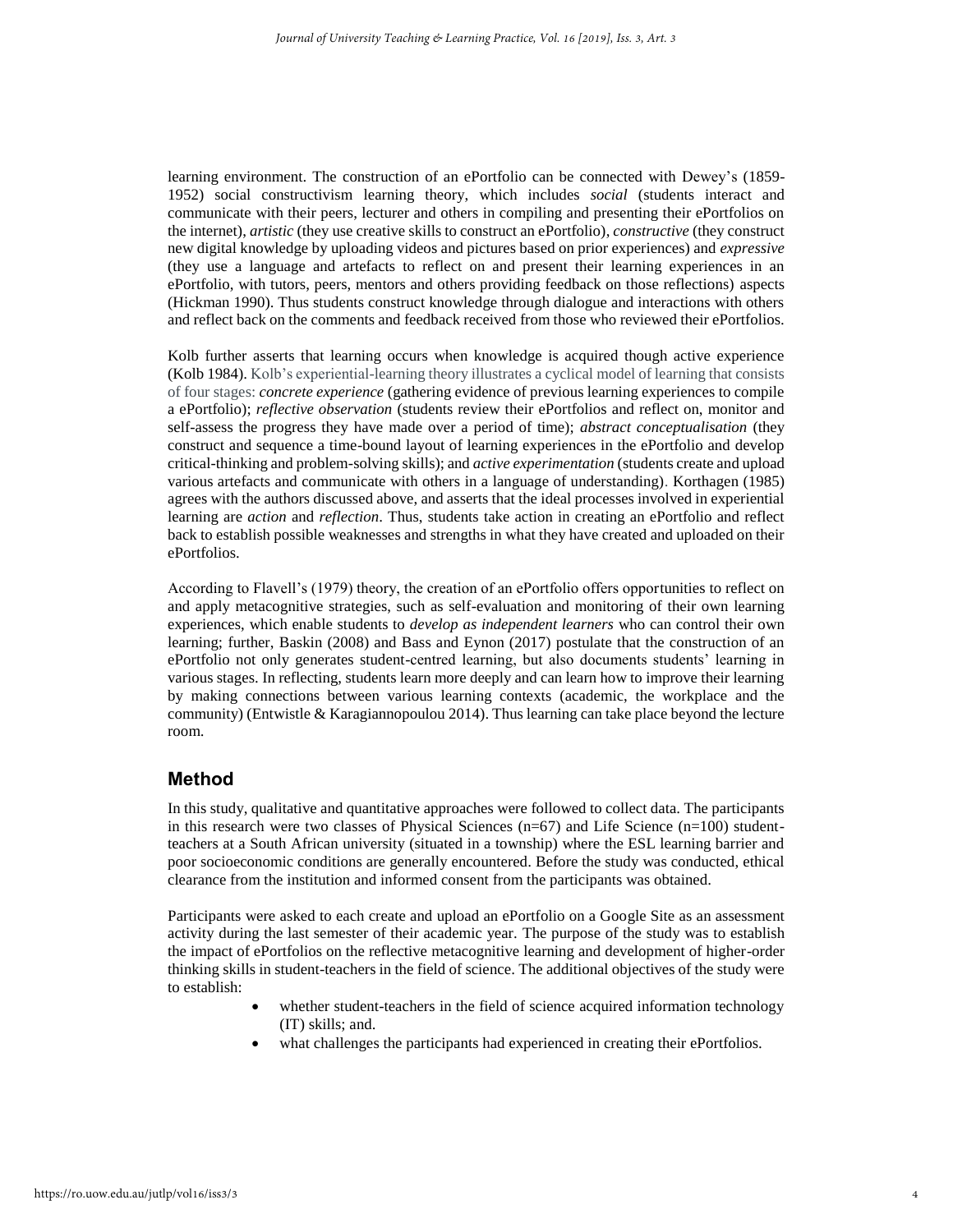learning environment. The construction of an ePortfolio can be connected with Dewey's (1859-1952) social constructivism learning theory, which includes *social* (students interact and communicate with their peers, lecturer and others in compiling and presenting their ePortfolios on the internet), *artistic* (they use creative skills to construct an ePortfolio), *constructive* (they construct new digital knowledge by uploading videos and pictures based on prior experiences) and *expressive* (they use a language and artefacts to reflect on and present their learning experiences in an ePortfolio, with tutors, peers, mentors and others providing feedback on those reflections) aspects (Hickman 1990). Thus students construct knowledge through dialogue and interactions with others and reflect back on the comments and feedback received from those who reviewed their ePortfolios.

Kolb further asserts that learning occurs when knowledge is acquired though active experience (Kolb 1984). Kolb's experiential-learning theory illustrates a cyclical model of learning that consists of four stages: *concrete experience* (gathering evidence of previous learning experiences to compile a ePortfolio); *reflective observation* (students review their ePortfolios and reflect on, monitor and self-assess the progress they have made over a period of time); *abstract conceptualisation* (they construct and sequence a time-bound layout of learning experiences in the ePortfolio and develop critical-thinking and problem-solving skills); and *active experimentation* (students create and upload various artefacts and communicate with others in a language of understanding). Korthagen (1985) agrees with the authors discussed above, and asserts that the ideal processes involved in experiential learning are *action* and *reflection*. Thus, students take action in creating an ePortfolio and reflect back to establish possible weaknesses and strengths in what they have created and uploaded on their ePortfolios.

According to Flavell's (1979) theory, the creation of an ePortfolio offers opportunities to reflect on and apply metacognitive strategies, such as self-evaluation and monitoring of their own learning experiences, which enable students to *develop as independent learners* who can control their own learning; further, Baskin (2008) and Bass and Eynon (2017) postulate that the construction of an ePortfolio not only generates student-centred learning, but also documents students' learning in various stages. In reflecting, students learn more deeply and can learn how to improve their learning by making connections between various learning contexts (academic, the workplace and the community) (Entwistle & Karagiannopoulou 2014). Thus learning can take place beyond the lecture room.

## Method

In this study, qualitative and quantitative approaches were followed to collect data. The participants in this research were two classes of Physical Sciences (n=67) and Life Science (n=100) student-teachers at a South African university (situated in a township) where the ESL learning barrier and poor socioeconomic conditions are generally encountered. Before the study was conducted, ethical clearance from the institution and informed consent from the participants was obtained.

Participants were asked to each create and upload an ePortfolio on a Google Site as an assessment activity during the last semester of their academic year. The purpose of the study was to establish the impact of ePortfolios on the reflective metacognitive learning and development of higher-order thinking skills in student-teachers in the field of science. The additional objectives of the study were to establish:

- whether student-teachers in the field of science acquired information technology (IT) skills; and.
- what challenges the participants had experienced in creating their ePortfolios.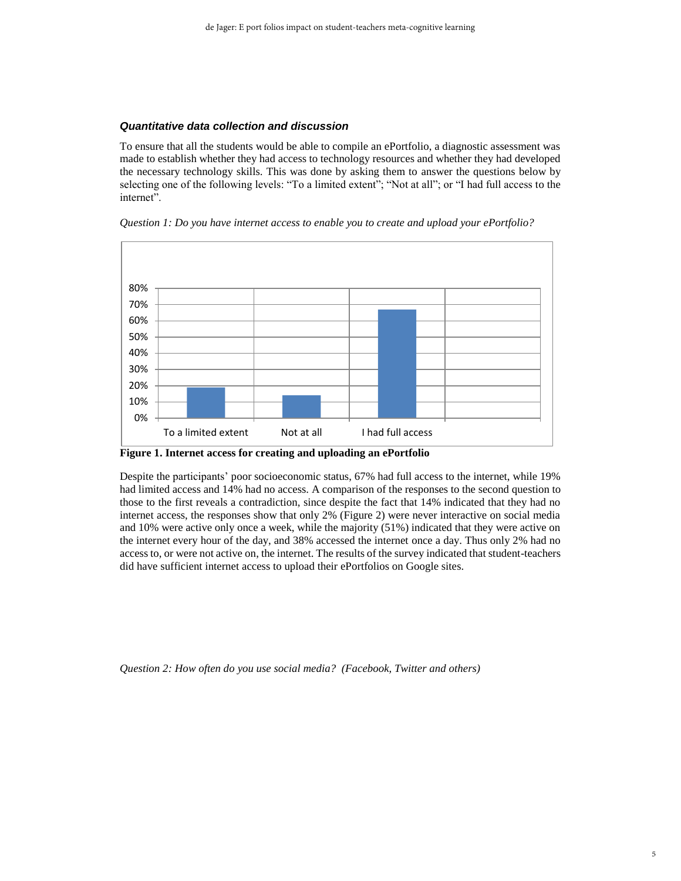### *Quantitative data collection and discussion*

To ensure that all the students would be able to compile an ePortfolio, a diagnostic assessment was made to establish whether they had access to technology resources and whether they had developed the necessary technology skills. This was done by asking them to answer the questions below by selecting one of the following levels: “To a limited extent”; “Not at all”; or “I had full access to the internet”.

*Question 1: Do you have internet access to enable you to create and upload your ePortfolio?*

**Figure 1. Internet access for creating and uploading an ePortfolio**

Despite the participants’ poor socioeconomic status, 67% had full access to the internet, while 19% had limited access and 14% had no access. A comparison of the responses to the second question to those to the first reveals a contradiction, since despite the fact that 14% indicated that they had no internet access, the responses show that only 2% (Figure 2) were never interactive on social media and 10% were active only once a week, while the majority (51%) indicated that they were active on the internet every hour of the day, and 38% accessed the internet once a day. Thus only 2% had no access to, or were not active on, the internet. The results of the survey indicated that student-teachers did have sufficient internet access to upload their ePortfolios on Google sites.

*Question 2: How often do you use social media? (Facebook, Twitter and others)*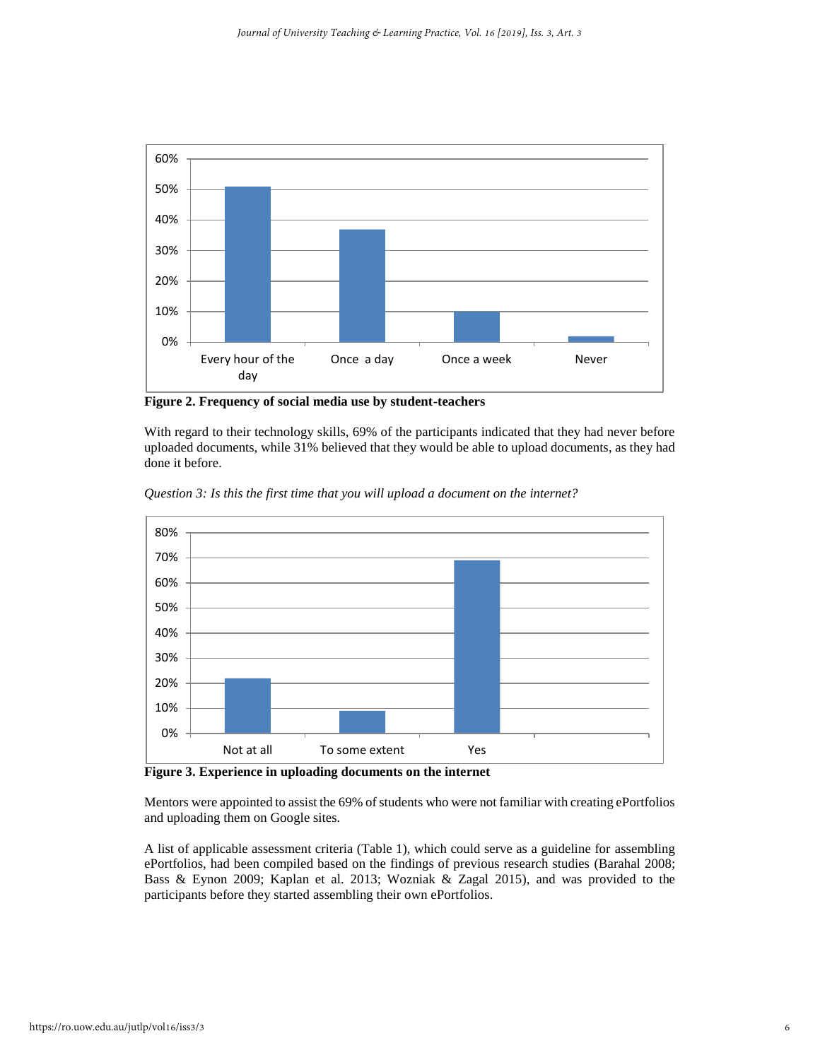**Figure 2. Frequency of social media use by student-teachers**

With regard to their technology skills, 69% of the participants indicated that they had never before uploaded documents, while 31% believed that they would be able to upload documents, as they had done it before.

*Question 3: Is this the first time that you will upload a document on the internet?*

**Figure 3. Experience in uploading documents on the internet**

Mentors were appointed to assist the 69% of students who were not familiar with creating ePortfolios and uploading them on Google sites.

A list of applicable assessment criteria (Table 1), which could serve as a guideline for assembling ePortfolios, had been compiled based on the findings of previous research studies (Barahal 2008; Bass & Eynon 2009; Kaplan et al. 2013; Wozniak & Zagal 2015), and was provided to the participants before they started assembling their own ePortfolios.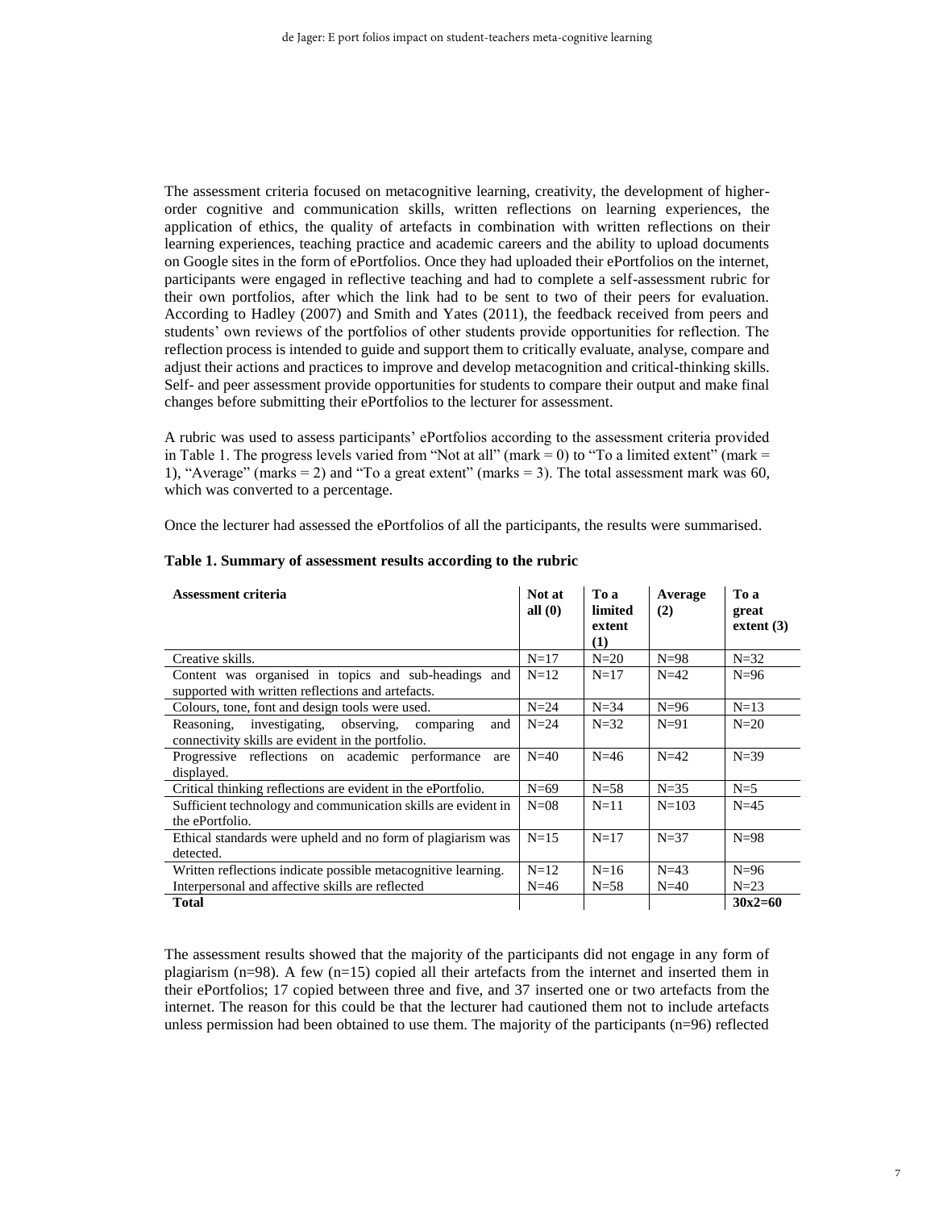The assessment criteria focused on metacognitive learning, creativity, the development of higher-order cognitive and communication skills, written reflections on learning experiences, the application of ethics, the quality of artefacts in combination with written reflections on their learning experiences, teaching practice and academic careers and the ability to upload documents on Google sites in the form of ePortfolios. Once they had uploaded their ePortfolios on the internet, participants were engaged in reflective teaching and had to complete a self-assessment rubric for their own portfolios, after which the link had to be sent to two of their peers for evaluation. According to Hadley (2007) and Smith and Yates (2011), the feedback received from peers and students' own reviews of the portfolios of other students provide opportunities for reflection. The reflection process is intended to guide and support them to critically evaluate, analyse, compare and adjust their actions and practices to improve and develop metacognition and critical-thinking skills. Self- and peer assessment provide opportunities for students to compare their output and make final changes before submitting their ePortfolios to the lecturer for assessment.

A rubric was used to assess participants' ePortfolios according to the assessment criteria provided in Table 1. The progress levels varied from "Not at all" (mark = 0) to "To a limited extent" (mark = 1), "Average" (marks = 2) and "To a great extent" (marks = 3). The total assessment mark was 60, which was converted to a percentage.

Once the lecturer had assessed the ePortfolios of all the participants, the results were summarised.

**Table 1. Summary of assessment results according to the rubric**

| Assessment criteria | Not at all (0) | To a limited extent (1) | Average (2) | To a great extent (3) |
|---|---|---|---|---|
| Creative skills. | N=17 | N=20 | N=98 | N=32 |
| Content was organised in topics and sub-headings and supported with written reflections and artefacts. | N=12 | N=17 | N=42 | N=96 |
| Colours, tone, font and design tools were used. | N=24 | N=34 | N=96 | N=13 |
| Reasoning, investigating, observing, comparing and connectivity skills are evident in the portfolio. | N=24 | N=32 | N=91 | N=20 |
| Progressive reflections on academic performance are displayed. | N=40 | N=46 | N=42 | N=39 |
| Critical thinking reflections are evident in the ePortfolio. | N=69 | N=58 | N=35 | N=5 |
| Sufficient technology and communication skills are evident in the ePortfolio. | N=08 | N=11 | N=103 | N=45 |
| Ethical standards were upheld and no form of plagiarism was detected. | N=15 | N=17 | N=37 | N=98 |
| Written reflections indicate possible metacognitive learning. | N=12 | N=16 | N=43 | N=96 |
| Interpersonal and affective skills are reflected | N=46 | N=58 | N=40 | N=23 |
| **Total** | | | | **30x2=60** |

The assessment results showed that the majority of the participants did not engage in any form of plagiarism (n=98). A few (n=15) copied all their artefacts from the internet and inserted them in their ePortfolios; 17 copied between three and five, and 37 inserted one or two artefacts from the internet. The reason for this could be that the lecturer had cautioned them not to include artefacts unless permission had been obtained to use them. The majority of the participants (n=96) reflected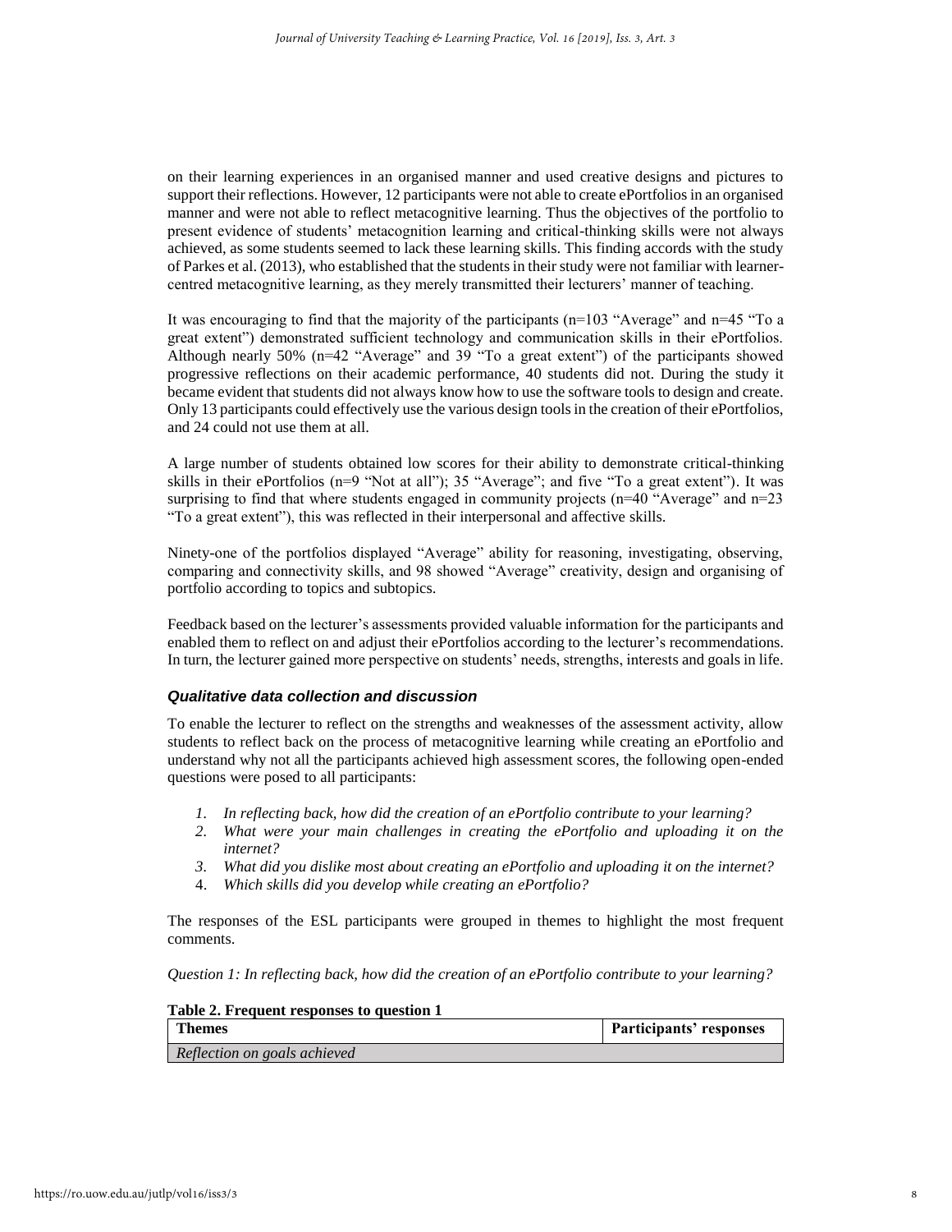on their learning experiences in an organised manner and used creative designs and pictures to support their reflections. However, 12 participants were not able to create ePortfolios in an organised manner and were not able to reflect metacognitive learning. Thus the objectives of the portfolio to present evidence of students' metacognition learning and critical-thinking skills were not always achieved, as some students seemed to lack these learning skills. This finding accords with the study of Parkes et al. (2013), who established that the students in their study were not familiar with learner-centred metacognitive learning, as they merely transmitted their lecturers' manner of teaching.

It was encouraging to find that the majority of the participants (n=103 "Average" and n=45 "To a great extent") demonstrated sufficient technology and communication skills in their ePortfolios. Although nearly 50% (n=42 "Average" and 39 "To a great extent") of the participants showed progressive reflections on their academic performance, 40 students did not. During the study it became evident that students did not always know how to use the software tools to design and create. Only 13 participants could effectively use the various design tools in the creation of their ePortfolios, and 24 could not use them at all.

A large number of students obtained low scores for their ability to demonstrate critical-thinking skills in their ePortfolios (n=9 "Not at all"); 35 "Average"; and five "To a great extent"). It was surprising to find that where students engaged in community projects (n=40 "Average" and n=23 "To a great extent"), this was reflected in their interpersonal and affective skills.

Ninety-one of the portfolios displayed "Average" ability for reasoning, investigating, observing, comparing and connectivity skills, and 98 showed "Average" creativity, design and organising of portfolio according to topics and subtopics.

Feedback based on the lecturer's assessments provided valuable information for the participants and enabled them to reflect on and adjust their ePortfolios according to the lecturer's recommendations. In turn, the lecturer gained more perspective on students' needs, strengths, interests and goals in life.

### *Qualitative data collection and discussion*

To enable the lecturer to reflect on the strengths and weaknesses of the assessment activity, allow students to reflect back on the process of metacognitive learning while creating an ePortfolio and understand why not all the participants achieved high assessment scores, the following open-ended questions were posed to all participants:

1. *In reflecting back, how did the creation of an ePortfolio contribute to your learning?*
2. *What were your main challenges in creating the ePortfolio and uploading it on the internet?*
3. *What did you dislike most about creating an ePortfolio and uploading it on the internet?*
4. *Which skills did you develop while creating an ePortfolio?*

The responses of the ESL participants were grouped in themes to highlight the most frequent comments.

*Question 1: In reflecting back, how did the creation of an ePortfolio contribute to your learning?*

**Table 2. Frequent responses to question 1**

| Themes | Participants' responses |
|---|---|
| *Reflection on goals achieved* | |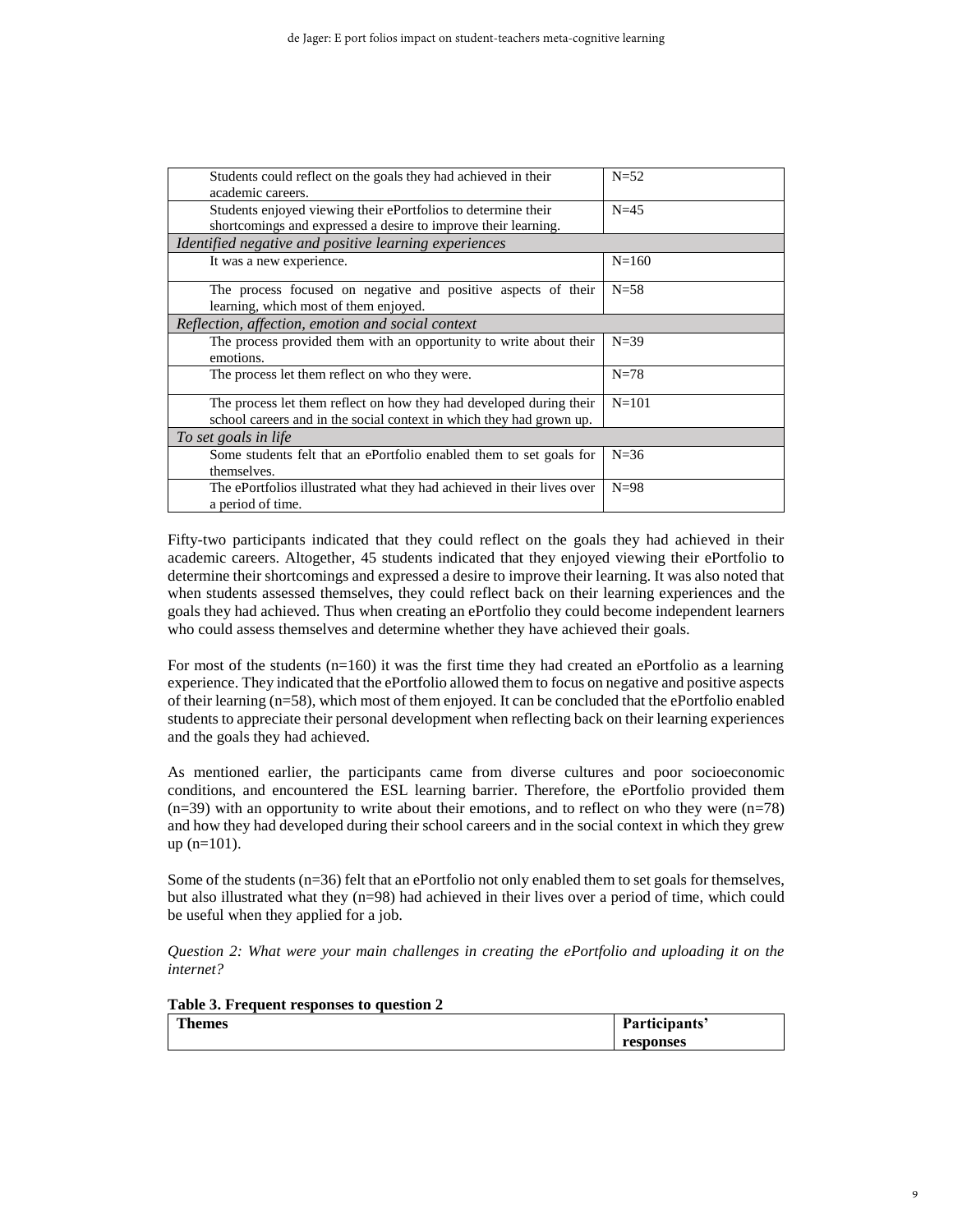| | |
|---|---|
| Students could reflect on the goals they had achieved in their academic careers. | N=52 |
| Students enjoyed viewing their ePortfolios to determine their shortcomings and expressed a desire to improve their learning. | N=45 |
| *Identified negative and positive learning experiences* | |
| It was a new experience. | N=160 |
| The process focused on negative and positive aspects of their learning, which most of them enjoyed. | N=58 |
| *Reflection, affection, emotion and social context* | |
| The process provided them with an opportunity to write about their emotions. | N=39 |
| The process let them reflect on who they were. | N=78 |
| The process let them reflect on how they had developed during their school careers and in the social context in which they had grown up. | N=101 |
| *To set goals in life* | |
| Some students felt that an ePortfolio enabled them to set goals for themselves. | N=36 |
| The ePortfolios illustrated what they had achieved in their lives over a period of time. | N=98 |

Fifty-two participants indicated that they could reflect on the goals they had achieved in their academic careers. Altogether, 45 students indicated that they enjoyed viewing their ePortfolio to determine their shortcomings and expressed a desire to improve their learning. It was also noted that when students assessed themselves, they could reflect back on their learning experiences and the goals they had achieved. Thus when creating an ePortfolio they could become independent learners who could assess themselves and determine whether they have achieved their goals.

For most of the students (n=160) it was the first time they had created an ePortfolio as a learning experience. They indicated that the ePortfolio allowed them to focus on negative and positive aspects of their learning (n=58), which most of them enjoyed. It can be concluded that the ePortfolio enabled students to appreciate their personal development when reflecting back on their learning experiences and the goals they had achieved.

As mentioned earlier, the participants came from diverse cultures and poor socioeconomic conditions, and encountered the ESL learning barrier. Therefore, the ePortfolio provided them (n=39) with an opportunity to write about their emotions, and to reflect on who they were (n=78) and how they had developed during their school careers and in the social context in which they grew up (n=101).

Some of the students (n=36) felt that an ePortfolio not only enabled them to set goals for themselves, but also illustrated what they (n=98) had achieved in their lives over a period of time, which could be useful when they applied for a job.

*Question 2: What were your main challenges in creating the ePortfolio and uploading it on the internet?*

**Table 3. Frequent responses to question 2**

| **Themes** | **Participants' responses** |
|---|---|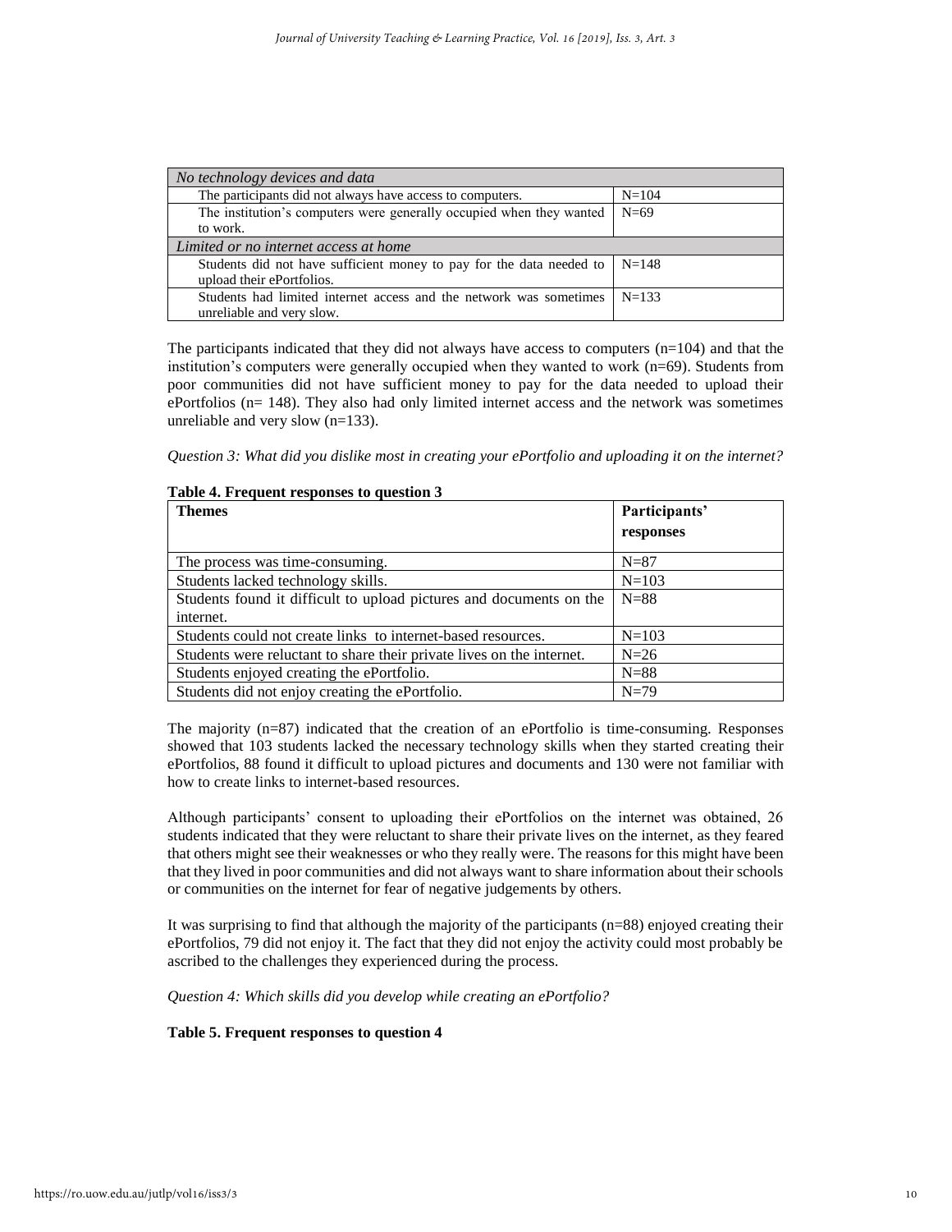| *No technology devices and data* | |
|---|---|
| The participants did not always have access to computers. | N=104 |
| The institution's computers were generally occupied when they wanted to work. | N=69 |
| *Limited or no internet access at home* | |
| Students did not have sufficient money to pay for the data needed to upload their ePortfolios. | N=148 |
| Students had limited internet access and the network was sometimes unreliable and very slow. | N=133 |

The participants indicated that they did not always have access to computers (n=104) and that the institution's computers were generally occupied when they wanted to work (n=69). Students from poor communities did not have sufficient money to pay for the data needed to upload their ePortfolios (n= 148). They also had only limited internet access and the network was sometimes unreliable and very slow (n=133).

*Question 3: What did you dislike most in creating your ePortfolio and uploading it on the internet?*

**Table 4. Frequent responses to question 3**

| Themes | Participants' responses |
|---|---|
| The process was time-consuming. | N=87 |
| Students lacked technology skills. | N=103 |
| Students found it difficult to upload pictures and documents on the internet. | N=88 |
| Students could not create links to internet-based resources. | N=103 |
| Students were reluctant to share their private lives on the internet. | N=26 |
| Students enjoyed creating the ePortfolio. | N=88 |
| Students did not enjoy creating the ePortfolio. | N=79 |

The majority (n=87) indicated that the creation of an ePortfolio is time-consuming. Responses showed that 103 students lacked the necessary technology skills when they started creating their ePortfolios, 88 found it difficult to upload pictures and documents and 130 were not familiar with how to create links to internet-based resources.

Although participants' consent to uploading their ePortfolios on the internet was obtained, 26 students indicated that they were reluctant to share their private lives on the internet, as they feared that others might see their weaknesses or who they really were. The reasons for this might have been that they lived in poor communities and did not always want to share information about their schools or communities on the internet for fear of negative judgements by others.

It was surprising to find that although the majority of the participants (n=88) enjoyed creating their ePortfolios, 79 did not enjoy it. The fact that they did not enjoy the activity could most probably be ascribed to the challenges they experienced during the process.

*Question 4: Which skills did you develop while creating an ePortfolio?*

**Table 5. Frequent responses to question 4**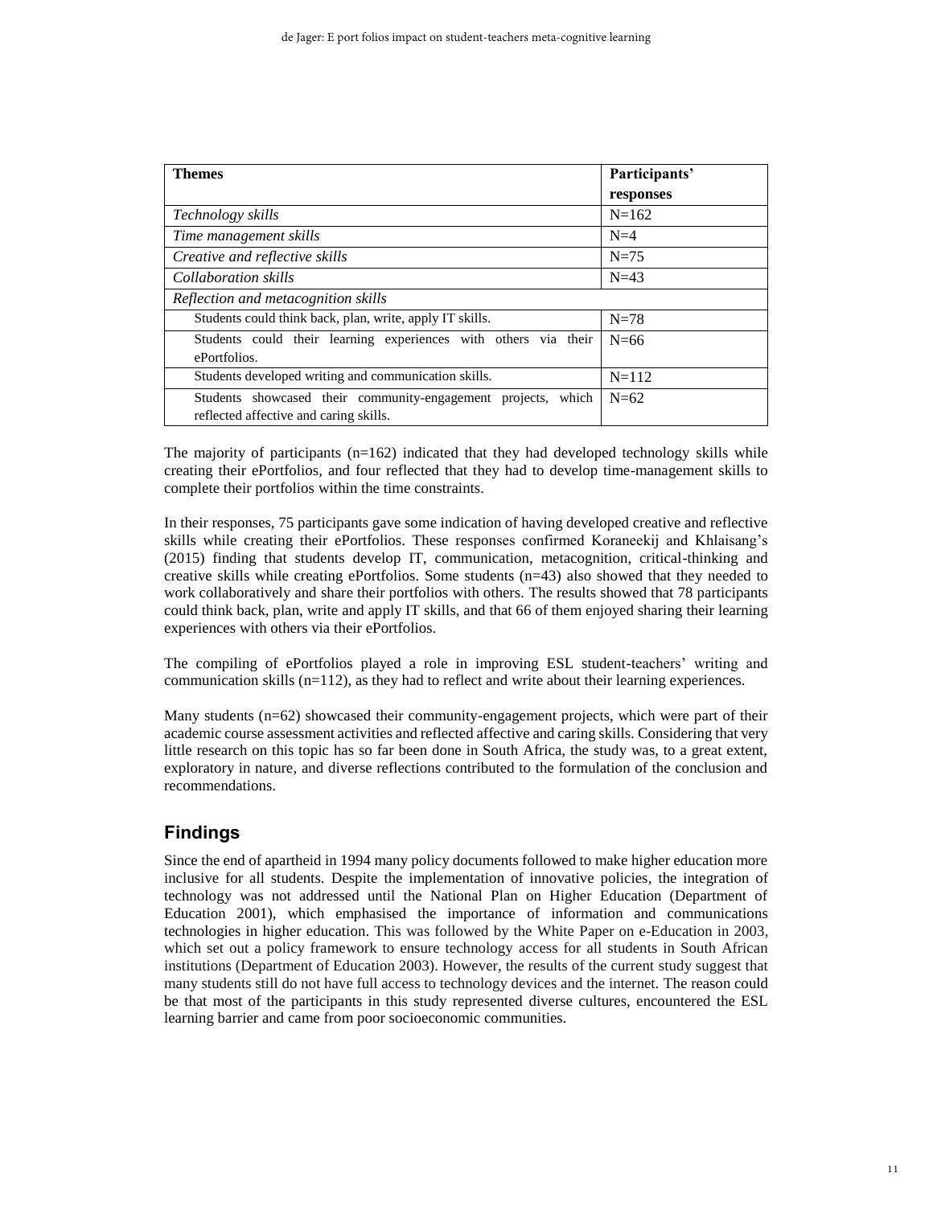| Themes | Participants' responses |
|---|---|
| *Technology skills* | N=162 |
| *Time management skills* | N=4 |
| *Creative and reflective skills* | N=75 |
| *Collaboration skills* | N=43 |
| *Reflection and metacognition skills* | |
| Students could think back, plan, write, apply IT skills. | N=78 |
| Students could their learning experiences with others via their ePortfolios. | N=66 |
| Students developed writing and communication skills. | N=112 |
| Students showcased their community-engagement projects, which reflected affective and caring skills. | N=62 |

The majority of participants (n=162) indicated that they had developed technology skills while creating their ePortfolios, and four reflected that they had to develop time-management skills to complete their portfolios within the time constraints.

In their responses, 75 participants gave some indication of having developed creative and reflective skills while creating their ePortfolios. These responses confirmed Koraneekij and Khlaisang's (2015) finding that students develop IT, communication, metacognition, critical-thinking and creative skills while creating ePortfolios. Some students (n=43) also showed that they needed to work collaboratively and share their portfolios with others. The results showed that 78 participants could think back, plan, write and apply IT skills, and that 66 of them enjoyed sharing their learning experiences with others via their ePortfolios.

The compiling of ePortfolios played a role in improving ESL student-teachers' writing and communication skills (n=112), as they had to reflect and write about their learning experiences.

Many students (n=62) showcased their community-engagement projects, which were part of their academic course assessment activities and reflected affective and caring skills. Considering that very little research on this topic has so far been done in South Africa, the study was, to a great extent, exploratory in nature, and diverse reflections contributed to the formulation of the conclusion and recommendations.

## Findings

Since the end of apartheid in 1994 many policy documents followed to make higher education more inclusive for all students. Despite the implementation of innovative policies, the integration of technology was not addressed until the National Plan on Higher Education (Department of Education 2001), which emphasised the importance of information and communications technologies in higher education. This was followed by the White Paper on e-Education in 2003, which set out a policy framework to ensure technology access for all students in South African institutions (Department of Education 2003). However, the results of the current study suggest that many students still do not have full access to technology devices and the internet. The reason could be that most of the participants in this study represented diverse cultures, encountered the ESL learning barrier and came from poor socioeconomic communities.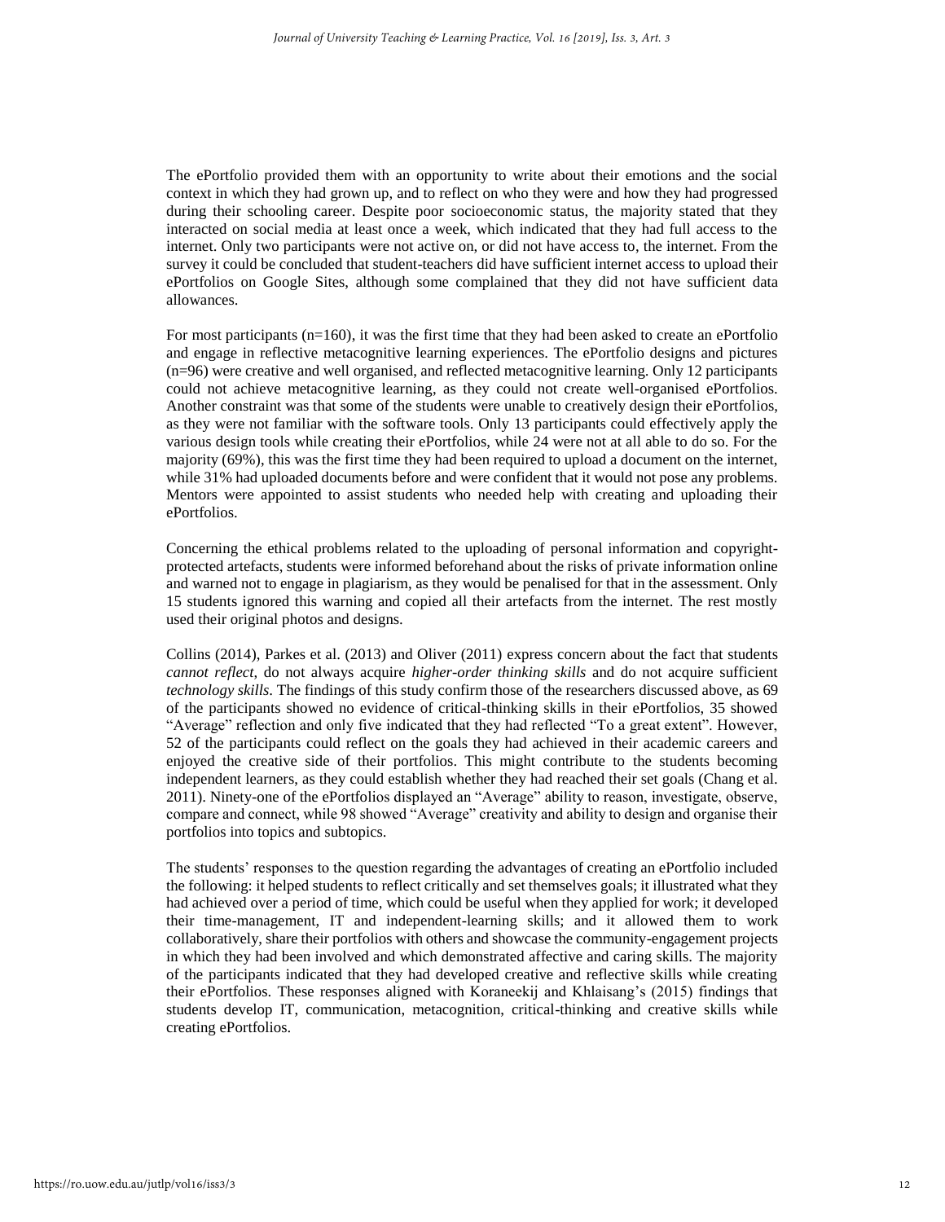The ePortfolio provided them with an opportunity to write about their emotions and the social context in which they had grown up, and to reflect on who they were and how they had progressed during their schooling career. Despite poor socioeconomic status, the majority stated that they interacted on social media at least once a week, which indicated that they had full access to the internet. Only two participants were not active on, or did not have access to, the internet. From the survey it could be concluded that student-teachers did have sufficient internet access to upload their ePortfolios on Google Sites, although some complained that they did not have sufficient data allowances.

For most participants (n=160), it was the first time that they had been asked to create an ePortfolio and engage in reflective metacognitive learning experiences. The ePortfolio designs and pictures (n=96) were creative and well organised, and reflected metacognitive learning. Only 12 participants could not achieve metacognitive learning, as they could not create well-organised ePortfolios. Another constraint was that some of the students were unable to creatively design their ePortfolios, as they were not familiar with the software tools. Only 13 participants could effectively apply the various design tools while creating their ePortfolios, while 24 were not at all able to do so. For the majority (69%), this was the first time they had been required to upload a document on the internet, while 31% had uploaded documents before and were confident that it would not pose any problems. Mentors were appointed to assist students who needed help with creating and uploading their ePortfolios.

Concerning the ethical problems related to the uploading of personal information and copyright-protected artefacts, students were informed beforehand about the risks of private information online and warned not to engage in plagiarism, as they would be penalised for that in the assessment. Only 15 students ignored this warning and copied all their artefacts from the internet. The rest mostly used their original photos and designs.

Collins (2014), Parkes et al. (2013) and Oliver (2011) express concern about the fact that students *cannot reflect*, do not always acquire *higher-order thinking skills* and do not acquire sufficient *technology skills*. The findings of this study confirm those of the researchers discussed above, as 69 of the participants showed no evidence of critical-thinking skills in their ePortfolios, 35 showed "Average" reflection and only five indicated that they had reflected "To a great extent". However, 52 of the participants could reflect on the goals they had achieved in their academic careers and enjoyed the creative side of their portfolios. This might contribute to the students becoming independent learners, as they could establish whether they had reached their set goals (Chang et al. 2011). Ninety-one of the ePortfolios displayed an "Average" ability to reason, investigate, observe, compare and connect, while 98 showed "Average" creativity and ability to design and organise their portfolios into topics and subtopics.

The students' responses to the question regarding the advantages of creating an ePortfolio included the following: it helped students to reflect critically and set themselves goals; it illustrated what they had achieved over a period of time, which could be useful when they applied for work; it developed their time-management, IT and independent-learning skills; and it allowed them to work collaboratively, share their portfolios with others and showcase the community-engagement projects in which they had been involved and which demonstrated affective and caring skills. The majority of the participants indicated that they had developed creative and reflective skills while creating their ePortfolios. These responses aligned with Koraneekij and Khlaisang's (2015) findings that students develop IT, communication, metacognition, critical-thinking and creative skills while creating ePortfolios.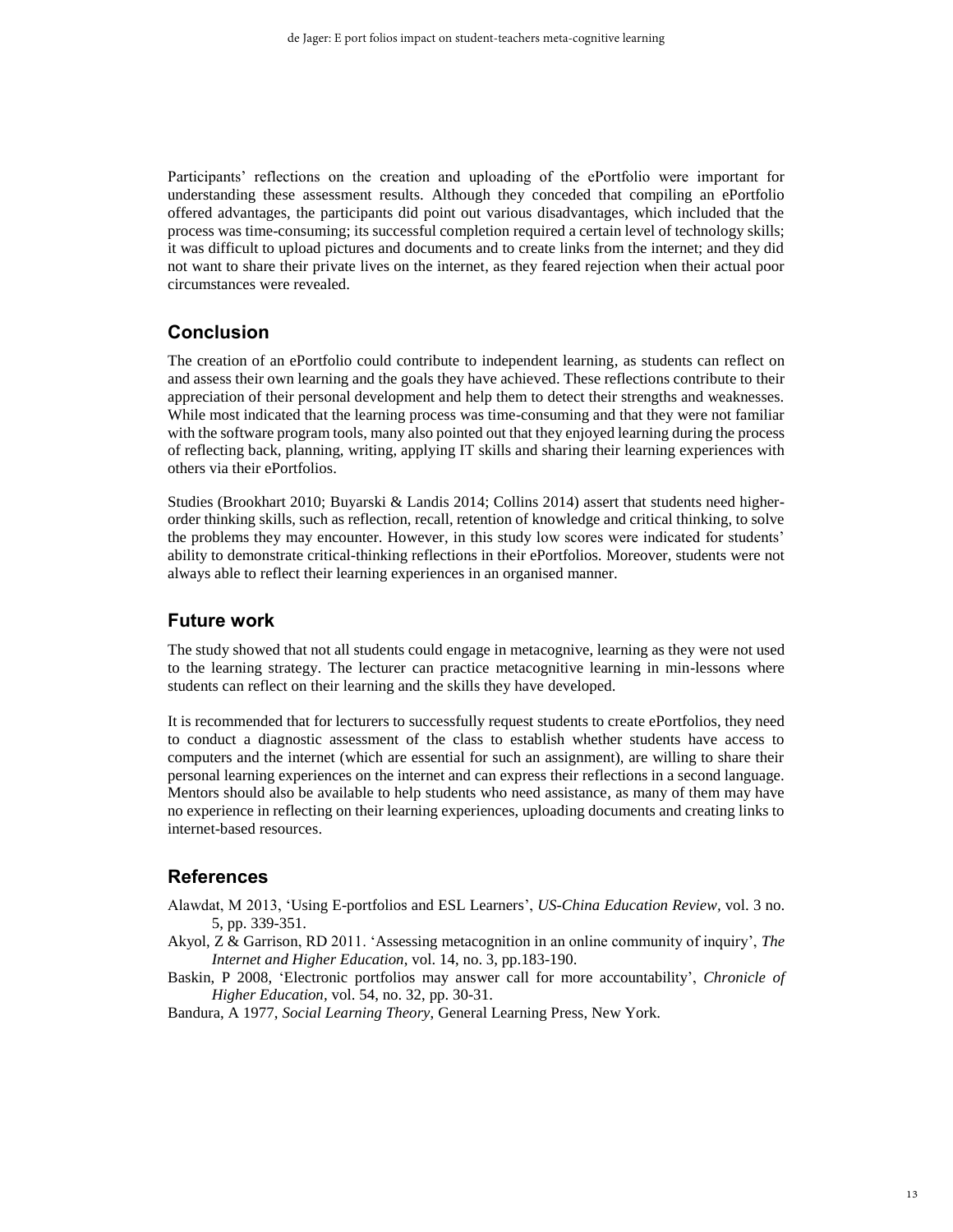Participants' reflections on the creation and uploading of the ePortfolio were important for understanding these assessment results. Although they conceded that compiling an ePortfolio offered advantages, the participants did point out various disadvantages, which included that the process was time-consuming; its successful completion required a certain level of technology skills; it was difficult to upload pictures and documents and to create links from the internet; and they did not want to share their private lives on the internet, as they feared rejection when their actual poor circumstances were revealed.

## Conclusion

The creation of an ePortfolio could contribute to independent learning, as students can reflect on and assess their own learning and the goals they have achieved. These reflections contribute to their appreciation of their personal development and help them to detect their strengths and weaknesses. While most indicated that the learning process was time-consuming and that they were not familiar with the software program tools, many also pointed out that they enjoyed learning during the process of reflecting back, planning, writing, applying IT skills and sharing their learning experiences with others via their ePortfolios.

Studies (Brookhart 2010; Buyarski & Landis 2014; Collins 2014) assert that students need higher-order thinking skills, such as reflection, recall, retention of knowledge and critical thinking, to solve the problems they may encounter. However, in this study low scores were indicated for students' ability to demonstrate critical-thinking reflections in their ePortfolios. Moreover, students were not always able to reflect their learning experiences in an organised manner.

## Future work

The study showed that not all students could engage in metacognive, learning as they were not used to the learning strategy. The lecturer can practice metacognitive learning in min-lessons where students can reflect on their learning and the skills they have developed.

It is recommended that for lecturers to successfully request students to create ePortfolios, they need to conduct a diagnostic assessment of the class to establish whether students have access to computers and the internet (which are essential for such an assignment), are willing to share their personal learning experiences on the internet and can express their reflections in a second language. Mentors should also be available to help students who need assistance, as many of them may have no experience in reflecting on their learning experiences, uploading documents and creating links to internet-based resources.

## References

Alawdat, M 2013, 'Using E-portfolios and ESL Learners', *US-China Education Review*, vol. 3 no. 5, pp. 339-351.

Akyol, Z & Garrison, RD 2011. 'Assessing metacognition in an online community of inquiry', *The Internet and Higher Education*, vol. 14, no. 3, pp.183-190.

Baskin, P 2008, 'Electronic portfolios may answer call for more accountability', *Chronicle of Higher Education*, vol. 54, no. 32, pp. 30-31.

Bandura, A 1977, *Social Learning Theory*, General Learning Press, New York.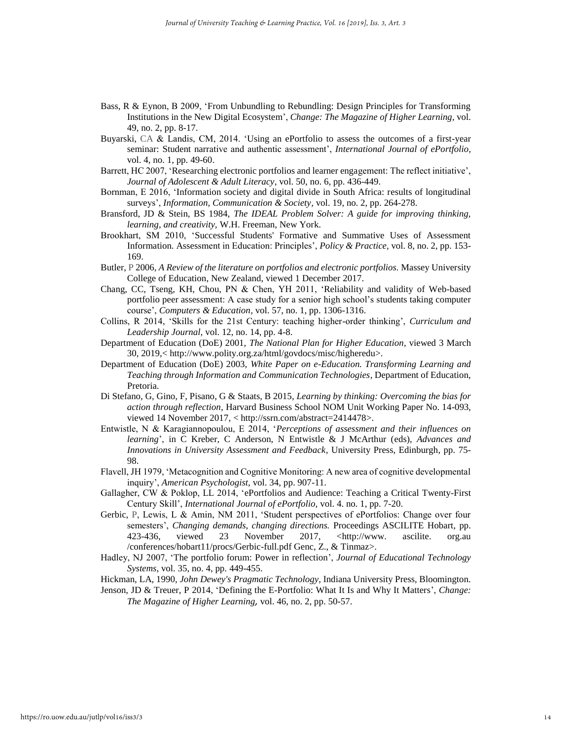Bass, R & Eynon, B 2009, 'From Unbundling to Rebundling: Design Principles for Transforming Institutions in the New Digital Ecosystem', *Change: The Magazine of Higher Learning,* vol. 49, no. 2, pp. 8-17.

Buyarski, CA & Landis, CM, 2014. 'Using an ePortfolio to assess the outcomes of a first-year seminar: Student narrative and authentic assessment', *International Journal of ePortfolio,* vol. 4, no. 1, pp. 49-60.

Barrett, HC 2007, 'Researching electronic portfolios and learner engagement: The reflect initiative', *Journal of Adolescent & Adult Literacy*, vol. 50, no. 6, pp. 436-449.

Bornman, E 2016, 'Information society and digital divide in South Africa: results of longitudinal surveys', *Information, Communication & Society,* vol. 19, no. 2, pp. 264-278.

Bransford, JD & Stein, BS 1984, *The IDEAL Problem Solver: A guide for improving thinking, learning, and creativity,* W.H. Freeman, New York.

Brookhart, SM 2010, 'Successful Students' Formative and Summative Uses of Assessment Information. Assessment in Education: Principles', *Policy & Practice,* vol. 8, no. 2, pp. 153-169.

Butler, P 2006, *A Review of the literature on portfolios and electronic portfolios.* Massey University College of Education, New Zealand, viewed 1 December 2017.

Chang, CC, Tseng, KH, Chou, PN & Chen, YH 2011, 'Reliability and validity of Web-based portfolio peer assessment: A case study for a senior high school's students taking computer course', *Computers & Education*, vol. 57, no. 1, pp. 1306-1316.

Collins, R 2014, 'Skills for the 21st Century: teaching higher-order thinking', *Curriculum and Leadership Journal,* vol. 12, no. 14, pp. 4-8.

Department of Education (DoE) 2001, *The National Plan for Higher Education*, viewed 3 March 30, 2019,< http://www.polity.org.za/html/govdocs/misc/higheredu>.

Department of Education (DoE) 2003, *White Paper on e-Education. Transforming Learning and Teaching through Information and Communication Technologies,* Department of Education, Pretoria.

Di Stefano, G, Gino, F, Pisano, G & Staats, B 2015, *Learning by thinking: Overcoming the bias for action through reflection,* Harvard Business School NOM Unit Working Paper No. 14-093, viewed 14 November 2017, < http://ssrn.com/abstract=2414478>.

Entwistle, N & Karagiannopoulou, E 2014, '*Perceptions of assessment and their influences on learning*', in C Kreber, C Anderson, N Entwistle & J McArthur (eds), *Advances and Innovations in University Assessment and Feedback,* University Press, Edinburgh, pp. 75-98.

Flavell, JH 1979, 'Metacognition and Cognitive Monitoring: A new area of cognitive developmental inquiry', *American Psychologist,* vol. 34, pp. 907-11.

Gallagher, CW & Poklop, LL 2014, 'ePortfolios and Audience: Teaching a Critical Twenty-First Century Skill', *International Journal of ePortfolio,* vol. 4. no. 1, pp. 7-20.

Gerbic, P, Lewis, L & Amin, NM 2011, 'Student perspectives of ePortfolios: Change over four semesters', *Changing demands, changing directions.* Proceedings ASCILITE Hobart, pp. 423-436, viewed 23 November 2017, <http://www. ascilite. org.au /conferences/hobart11/procs/Gerbic-full.pdf Genc, Z., & Tinmaz>.

Hadley, NJ 2007, 'The portfolio forum: Power in reflection', *Journal of Educational Technology Systems,* vol. 35, no. 4, pp. 449-455.

Hickman, LA, 1990, *John Dewey's Pragmatic Technology,* Indiana University Press, Bloomington.

Jenson, JD & Treuer, P 2014, 'Defining the E-Portfolio: What It Is and Why It Matters', *Change: The Magazine of Higher Learning,* vol. 46, no. 2, pp. 50-57.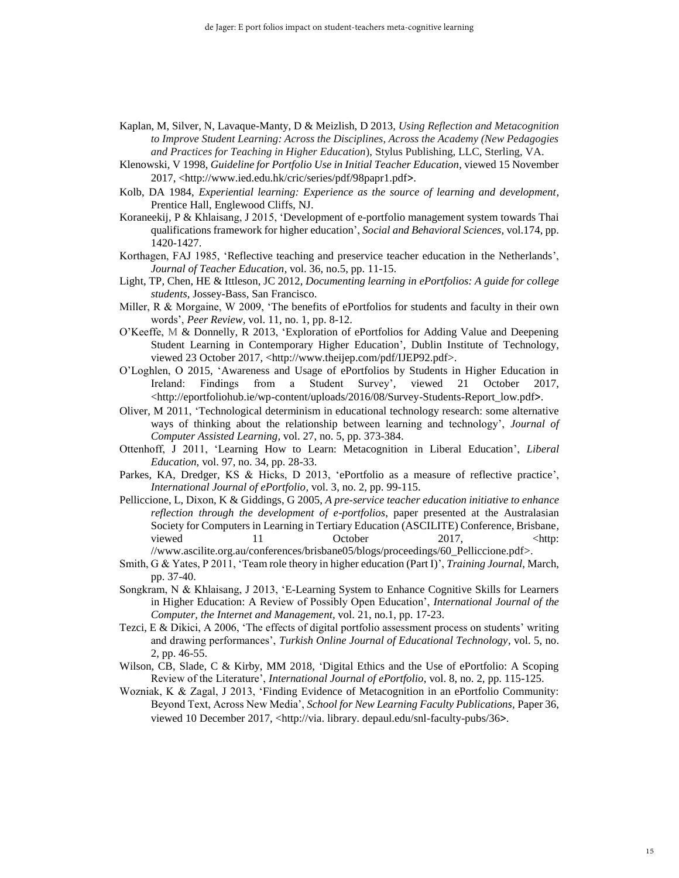Kaplan, M, Silver, N, Lavaque-Manty, D & Meizlish, D 2013, *Using Reflection and Metacognition to Improve Student Learning: Across the Disciplines, Across the Academy (New Pedagogies and Practices for Teaching in Higher Education*), Stylus Publishing, LLC, Sterling, VA.

Klenowski, V 1998, *Guideline for Portfolio Use in Initial Teacher Education*, viewed 15 November 2017, <http://www.ied.edu.hk/cric/series/pdf/98papr1.pdf>.

Kolb, DA 1984, *Experiential learning: Experience as the source of learning and development*, Prentice Hall, Englewood Cliffs, NJ.

Koraneekij, P & Khlaisang, J 2015, 'Development of e-portfolio management system towards Thai qualifications framework for higher education', *Social and Behavioral Sciences,* vol.174, pp. 1420-1427.

Korthagen, FAJ 1985, 'Reflective teaching and preservice teacher education in the Netherlands', *Journal of Teacher Education*, vol. 36, no.5, pp. 11-15.

Light, TP, Chen, HE & Ittleson, JC 2012, *Documenting learning in ePortfolios: A guide for college students,* Jossey-Bass, San Francisco.

Miller, R & Morgaine, W 2009, 'The benefits of ePortfolios for students and faculty in their own words', *Peer Review,* vol. 11, no. 1, pp. 8-12.

O'Keeffe, M & Donnelly, R 2013, 'Exploration of ePortfolios for Adding Value and Deepening Student Learning in Contemporary Higher Education', Dublin Institute of Technology, viewed 23 October 2017, <http://www.theijep.com/pdf/IJEP92.pdf>.

O'Loghlen, O 2015, 'Awareness and Usage of ePortfolios by Students in Higher Education in Ireland: Findings from a Student Survey', viewed 21 October 2017, <http://eportfoliohub.ie/wp-content/uploads/2016/08/Survey-Students-Report_low.pdf>.

Oliver, M 2011, 'Technological determinism in educational technology research: some alternative ways of thinking about the relationship between learning and technology', *Journal of Computer Assisted Learning,* vol. 27, no. 5, pp. 373-384.

Ottenhoff, J 2011, 'Learning How to Learn: Metacognition in Liberal Education', *Liberal Education,* vol. 97, no. 34, pp. 28-33.

Parkes, KA, Dredger, KS & Hicks, D 2013, 'ePortfolio as a measure of reflective practice', *International Journal of ePortfolio,* vol. 3, no. 2, pp. 99-115.

Pelliccione, L, Dixon, K & Giddings, G 2005, *A pre-service teacher education initiative to enhance reflection through the development of e-portfolios*, paper presented at the Australasian Society for Computers in Learning in Tertiary Education (ASCILITE) Conference, Brisbane, viewed 11 October 2017, <http: //www.ascilite.org.au/conferences/brisbane05/blogs/proceedings/60_Pelliccione.pdf>.

Smith, G & Yates, P 2011, 'Team role theory in higher education (Part I)', *Training Journal*, March, pp. 37-40.

Songkram, N & Khlaisang, J 2013, 'E-Learning System to Enhance Cognitive Skills for Learners in Higher Education: A Review of Possibly Open Education', *International Journal of the Computer, the Internet and Management,* vol. 21, no.1, pp. 17-23.

Tezci, E & Dikici, A 2006, 'The effects of digital portfolio assessment process on students' writing and drawing performances', *Turkish Online Journal of Educational Technology,* vol. 5, no. 2, pp. 46-55.

Wilson, CB, Slade, C & Kirby, MM 2018, 'Digital Ethics and the Use of ePortfolio: A Scoping Review of the Literature', *International Journal of ePortfolio*, vol. 8, no. 2, pp. 115-125.

Wozniak, K & Zagal, J 2013, 'Finding Evidence of Metacognition in an ePortfolio Community: Beyond Text, Across New Media', *School for New Learning Faculty Publications,* Paper 36, viewed 10 December 2017, <http://via. library. depaul.edu/snl-faculty-pubs/36>.